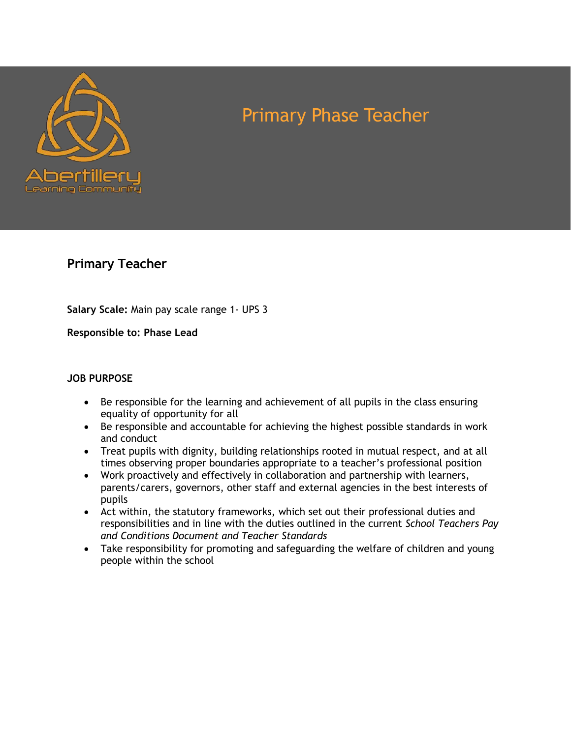Abertillery Learning Community

# Primary Phase Teacher

## Primary Teacher

**Salary Scale:** Main pay scale range 1- UPS 3

**Responsible to: Phase Lead**

**JOB PURPOSE**

- Be responsible for the learning and achievement of all pupils in the class ensuring equality of opportunity for all
- Be responsible and accountable for achieving the highest possible standards in work and conduct
- Treat pupils with dignity, building relationships rooted in mutual respect, and at all times observing proper boundaries appropriate to a teacher's professional position
- Work proactively and effectively in collaboration and partnership with learners, parents/carers, governors, other staff and external agencies in the best interests of pupils
- Act within, the statutory frameworks, which set out their professional duties and responsibilities and in line with the duties outlined in the current *School Teachers Pay and Conditions Document and Teacher Standards*
- Take responsibility for promoting and safeguarding the welfare of children and young people within the school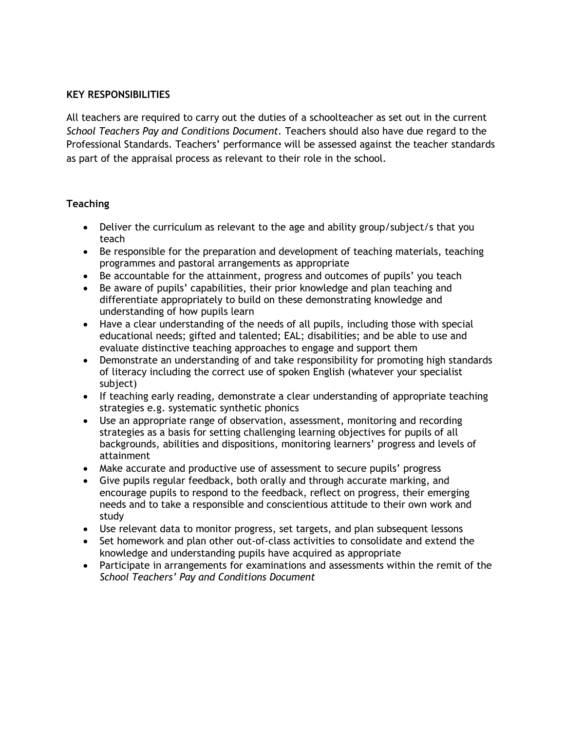**KEY RESPONSIBILITIES**

All teachers are required to carry out the duties of a schoolteacher as set out in the current *School Teachers Pay and Conditions Document*. Teachers should also have due regard to the Professional Standards. Teachers' performance will be assessed against the teacher standards as part of the appraisal process as relevant to their role in the school.

**Teaching**

- Deliver the curriculum as relevant to the age and ability group/subject/s that you teach
- Be responsible for the preparation and development of teaching materials, teaching programmes and pastoral arrangements as appropriate
- Be accountable for the attainment, progress and outcomes of pupils' you teach
- Be aware of pupils' capabilities, their prior knowledge and plan teaching and differentiate appropriately to build on these demonstrating knowledge and understanding of how pupils learn
- Have a clear understanding of the needs of all pupils, including those with special educational needs; gifted and talented; EAL; disabilities; and be able to use and evaluate distinctive teaching approaches to engage and support them
- Demonstrate an understanding of and take responsibility for promoting high standards of literacy including the correct use of spoken English (whatever your specialist subject)
- If teaching early reading, demonstrate a clear understanding of appropriate teaching strategies e.g. systematic synthetic phonics
- Use an appropriate range of observation, assessment, monitoring and recording strategies as a basis for setting challenging learning objectives for pupils of all backgrounds, abilities and dispositions, monitoring learners' progress and levels of attainment
- Make accurate and productive use of assessment to secure pupils' progress
- Give pupils regular feedback, both orally and through accurate marking, and encourage pupils to respond to the feedback, reflect on progress, their emerging needs and to take a responsible and conscientious attitude to their own work and study
- Use relevant data to monitor progress, set targets, and plan subsequent lessons
- Set homework and plan other out-of-class activities to consolidate and extend the knowledge and understanding pupils have acquired as appropriate
- Participate in arrangements for examinations and assessments within the remit of the *School Teachers' Pay and Conditions Document*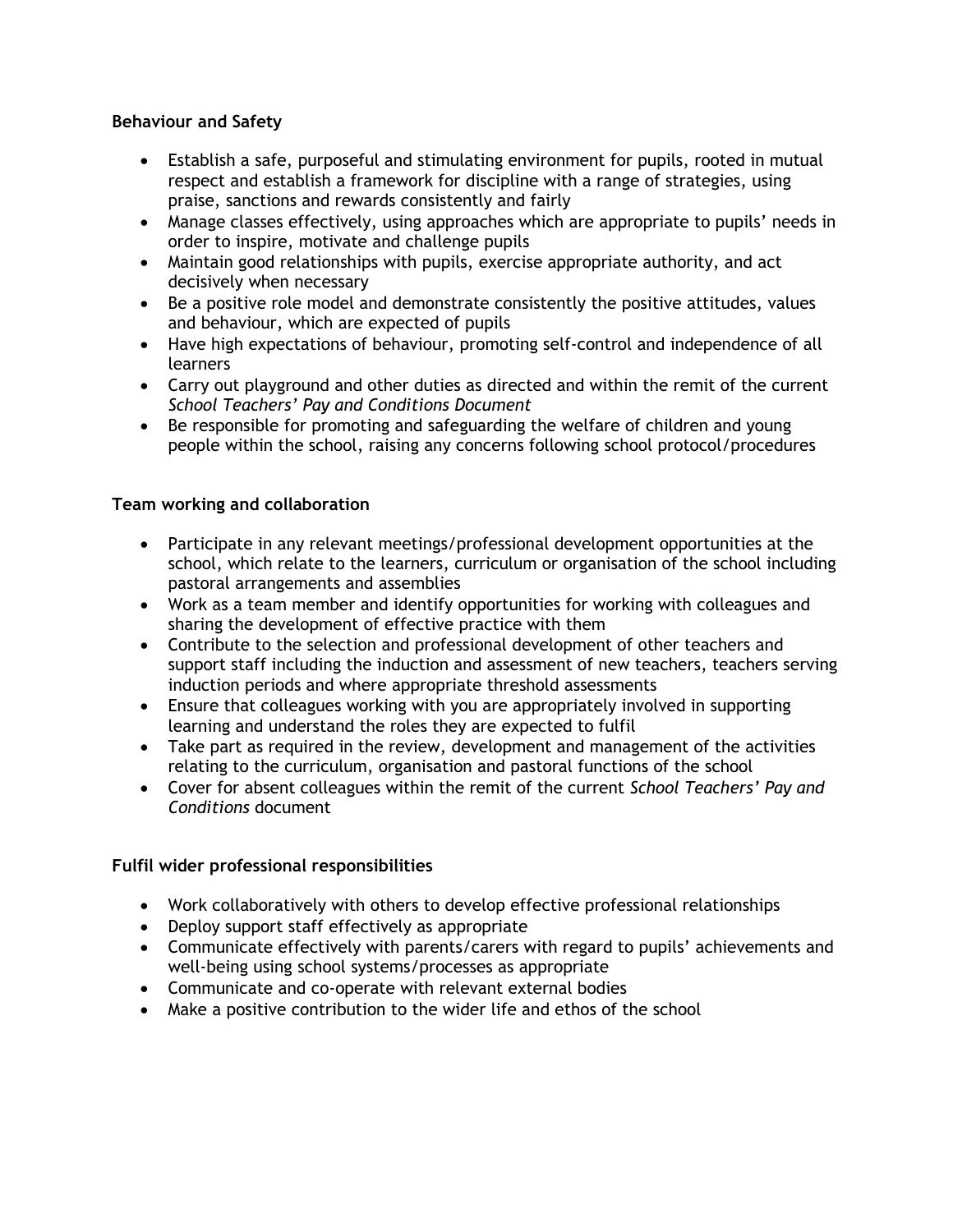**Behaviour and Safety**

- Establish a safe, purposeful and stimulating environment for pupils, rooted in mutual respect and establish a framework for discipline with a range of strategies, using praise, sanctions and rewards consistently and fairly
- Manage classes effectively, using approaches which are appropriate to pupils' needs in order to inspire, motivate and challenge pupils
- Maintain good relationships with pupils, exercise appropriate authority, and act decisively when necessary
- Be a positive role model and demonstrate consistently the positive attitudes, values and behaviour, which are expected of pupils
- Have high expectations of behaviour, promoting self-control and independence of all learners
- Carry out playground and other duties as directed and within the remit of the current *School Teachers' Pay and Conditions Document*
- Be responsible for promoting and safeguarding the welfare of children and young people within the school, raising any concerns following school protocol/procedures

**Team working and collaboration**

- Participate in any relevant meetings/professional development opportunities at the school, which relate to the learners, curriculum or organisation of the school including pastoral arrangements and assemblies
- Work as a team member and identify opportunities for working with colleagues and sharing the development of effective practice with them
- Contribute to the selection and professional development of other teachers and support staff including the induction and assessment of new teachers, teachers serving induction periods and where appropriate threshold assessments
- Ensure that colleagues working with you are appropriately involved in supporting learning and understand the roles they are expected to fulfil
- Take part as required in the review, development and management of the activities relating to the curriculum, organisation and pastoral functions of the school
- Cover for absent colleagues within the remit of the current *School Teachers' Pay and Conditions* document

**Fulfil wider professional responsibilities**

- Work collaboratively with others to develop effective professional relationships
- Deploy support staff effectively as appropriate
- Communicate effectively with parents/carers with regard to pupils' achievements and well-being using school systems/processes as appropriate
- Communicate and co-operate with relevant external bodies
- Make a positive contribution to the wider life and ethos of the school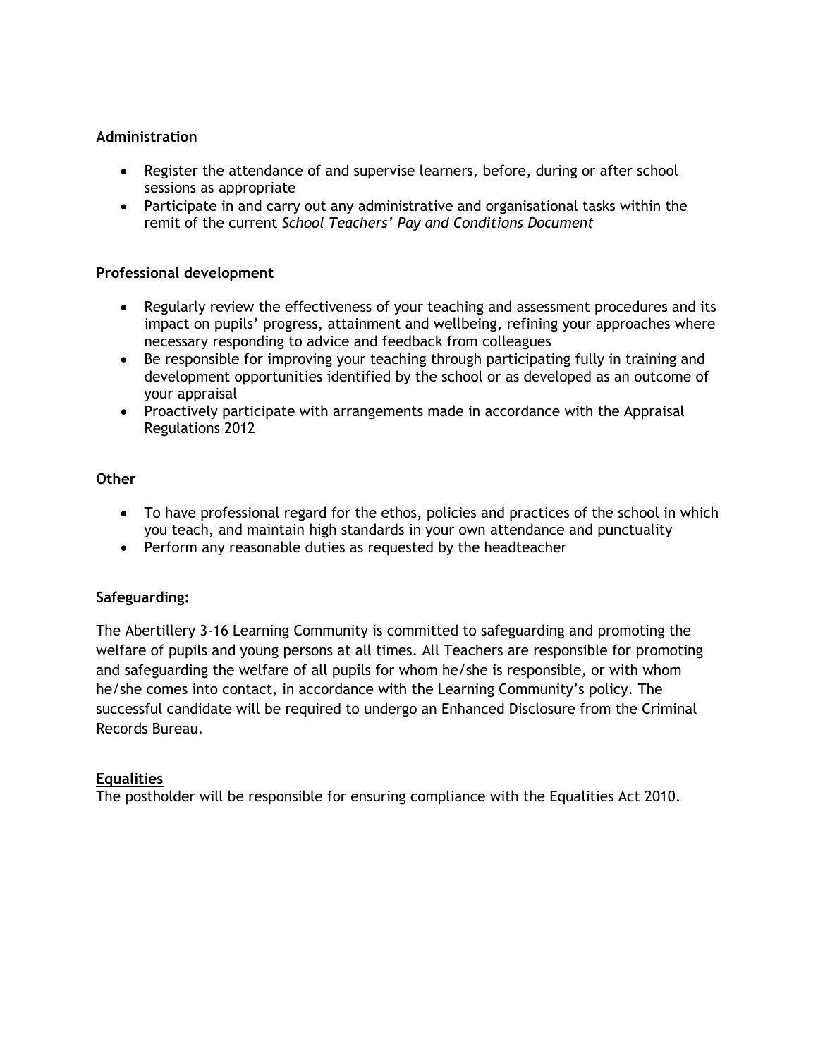**Administration**

- Register the attendance of and supervise learners, before, during or after school sessions as appropriate
- Participate in and carry out any administrative and organisational tasks within the remit of the current *School Teachers' Pay and Conditions Document*

**Professional development**

- Regularly review the effectiveness of your teaching and assessment procedures and its impact on pupils' progress, attainment and wellbeing, refining your approaches where necessary responding to advice and feedback from colleagues
- Be responsible for improving your teaching through participating fully in training and development opportunities identified by the school or as developed as an outcome of your appraisal
- Proactively participate with arrangements made in accordance with the Appraisal Regulations 2012

**Other**

- To have professional regard for the ethos, policies and practices of the school in which you teach, and maintain high standards in your own attendance and punctuality
- Perform any reasonable duties as requested by the headteacher

**Safeguarding:**

The Abertillery 3-16 Learning Community is committed to safeguarding and promoting the welfare of pupils and young persons at all times. All Teachers are responsible for promoting and safeguarding the welfare of all pupils for whom he/she is responsible, or with whom he/she comes into contact, in accordance with the Learning Community's policy. The successful candidate will be required to undergo an Enhanced Disclosure from the Criminal Records Bureau.

**Equalities**

The postholder will be responsible for ensuring compliance with the Equalities Act 2010.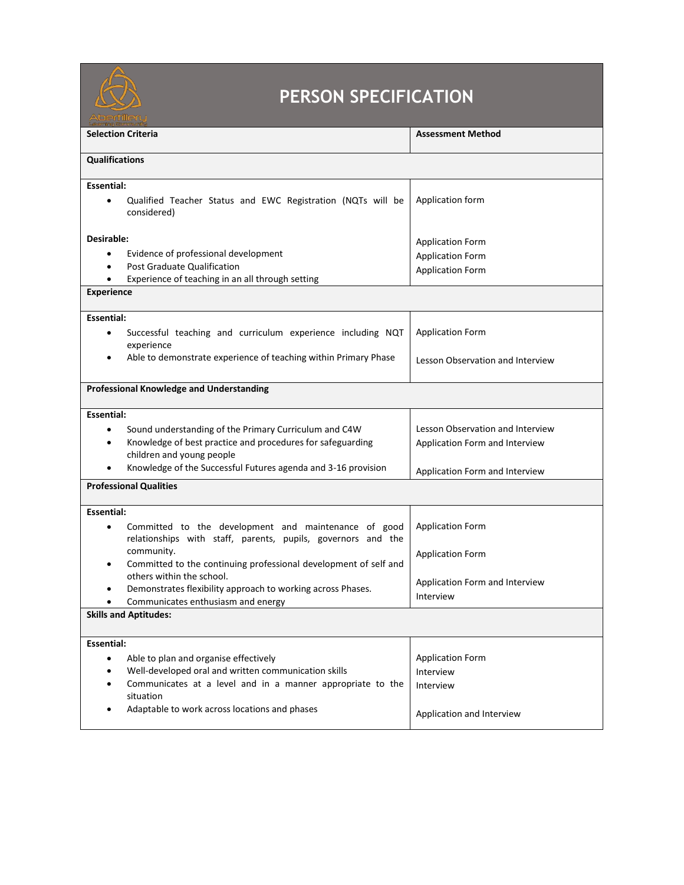# PERSON SPECIFICATION

| Selection Criteria | Assessment Method |
|---|---|
| **Qualifications** | |
| **Essential:** | |
| • Qualified Teacher Status and EWC Registration (NQTs will be considered) | Application form |
| **Desirable:** | |
| • Evidence of professional development | Application Form |
| • Post Graduate Qualification | Application Form |
| • Experience of teaching in an all through setting | Application Form |
| **Experience** | |
| **Essential:** | |
| • Successful teaching and curriculum experience including NQT experience | Application Form |
| • Able to demonstrate experience of teaching within Primary Phase | Lesson Observation and Interview |
| **Professional Knowledge and Understanding** | |
| **Essential:** | |
| • Sound understanding of the Primary Curriculum and C4W | Lesson Observation and Interview |
| • Knowledge of best practice and procedures for safeguarding children and young people | Application Form and Interview |
| • Knowledge of the Successful Futures agenda and 3-16 provision | Application Form and Interview |
| **Professional Qualities** | |
| **Essential:** | |
| • Committed to the development and maintenance of good relationships with staff, parents, pupils, governors and the community. | Application Form |
| • Committed to the continuing professional development of self and others within the school. | Application Form |
| • Demonstrates flexibility approach to working across Phases. | Application Form and Interview |
| • Communicates enthusiasm and energy | Interview |
| **Skills and Aptitudes:** | |
| **Essential:** | |
| • Able to plan and organise effectively | Application Form |
| • Well-developed oral and written communication skills | Interview |
| • Communicates at a level and in a manner appropriate to the situation | Interview |
| • Adaptable to work across locations and phases | Application and Interview |